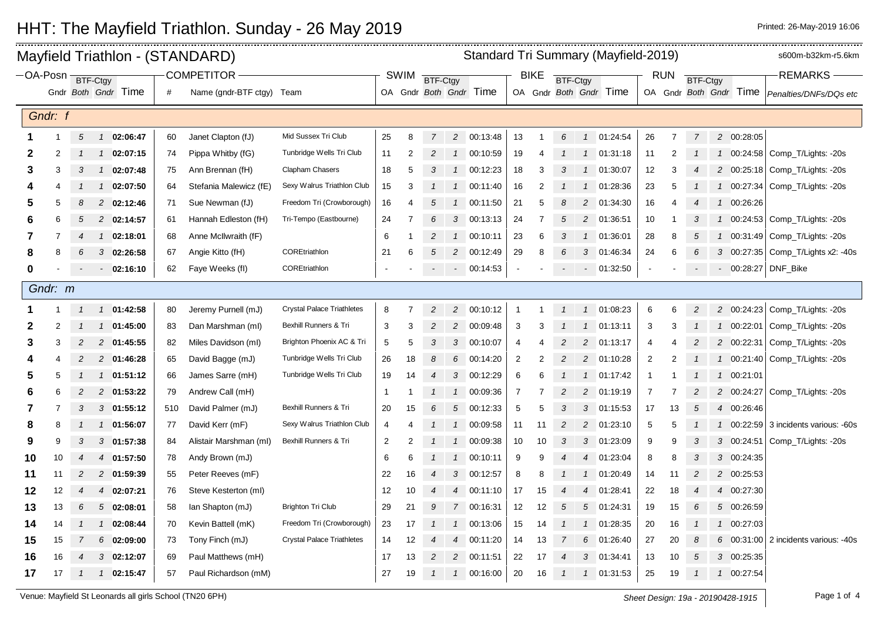# HHT: The Mayfield Triathlon. Sunday - 26 May 2019

Printed: 26-May-2019 16:06

## Mayfield Triathlon - (STANDARD)

Standard Tri Summary (Mayfield-2019) — s600m-b32km-r5.6km

| OA-Posn | Gndr | BTF-Ctgy Both | BTF-Ctgy Gndr | Time | # | Name (gndr-BTF ctgy) | Team | SWIM OA | SWIM Gndr | SWIM BTF-Ctgy Both | SWIM BTF-Ctgy Gndr | SWIM Time | BIKE OA | BIKE Gndr | BIKE BTF-Ctgy Both | BIKE BTF-Ctgy Gndr | BIKE Time | RUN OA | RUN Gndr | RUN BTF-Ctgy Both | RUN BTF-Ctgy Gndr | RUN Time | REMARKS Penalties/DNFs/DQs etc |
|---|---|---|---|---|---|---|---|---|---|---|---|---|---|---|---|---|---|---|---|---|---|---|---|
| **Gndr: f** | | | | | | | | | | | | | | | | | | | | | | | |
| **1** | 1 | 5 | 1 | **02:06:47** | 60 | Janet Clapton (fJ) | Mid Sussex Tri Club | 25 | 8 | 7 | 2 | 00:13:48 | 13 | 1 | 6 | 1 | 01:24:54 | 26 | 7 | 7 | 2 | 00:28:05 | |
| **2** | 2 | 1 | 1 | **02:07:15** | 74 | Pippa Whitby (fG) | Tunbridge Wells Tri Club | 11 | 2 | 2 | 1 | 00:10:59 | 19 | 4 | 1 | 1 | 01:31:18 | 11 | 2 | 1 | 1 | 00:24:58 | Comp_T/Lights: -20s |
| **3** | 3 | 3 | 1 | **02:07:48** | 75 | Ann Brennan (fH) | Clapham Chasers | 18 | 5 | 3 | 1 | 00:12:23 | 18 | 3 | 3 | 1 | 01:30:07 | 12 | 3 | 4 | 2 | 00:25:18 | Comp_T/Lights: -20s |
| **4** | 4 | 1 | 1 | **02:07:50** | 64 | Stefania Malewicz (fE) | Sexy Walrus Triathlon Club | 15 | 3 | 1 | 1 | 00:11:40 | 16 | 2 | 1 | 1 | 01:28:36 | 23 | 5 | 1 | 1 | 00:27:34 | Comp_T/Lights: -20s |
| **5** | 5 | 8 | 2 | **02:12:46** | 71 | Sue Newman (fJ) | Freedom Tri (Crowborough) | 16 | 4 | 5 | 1 | 00:11:50 | 21 | 5 | 8 | 2 | 01:34:30 | 16 | 4 | 4 | 1 | 00:26:26 | |
| **6** | 6 | 5 | 2 | **02:14:57** | 61 | Hannah Edleston (fH) | Tri-Tempo (Eastbourne) | 24 | 7 | 6 | 3 | 00:13:13 | 24 | 7 | 5 | 2 | 01:36:51 | 10 | 1 | 3 | 1 | 00:24:53 | Comp_T/Lights: -20s |
| **7** | 7 | 4 | 1 | **02:18:01** | 68 | Anne McIlwraith (fF) | | 6 | 1 | 2 | 1 | 00:10:11 | 23 | 6 | 3 | 1 | 01:36:01 | 28 | 8 | 5 | 1 | 00:31:49 | Comp_T/Lights: -20s |
| **8** | 8 | 6 | 3 | **02:26:58** | 67 | Angie Kitto (fH) | COREtriathlon | 21 | 6 | 5 | 2 | 00:12:49 | 29 | 8 | 6 | 3 | 01:46:34 | 24 | 6 | 6 | 3 | 00:27:35 | Comp_T/Lights x2: -40s |
| **0** | - | - | - | **02:16:10** | 62 | Faye Weeks (fI) | COREtriathlon | - | - | - | - | 00:14:53 | - | - | - | - | 01:32:50 | - | - | - | - | 00:28:27 | DNF_Bike |
| **Gndr: m** | | | | | | | | | | | | | | | | | | | | | | | |
| **1** | 1 | 1 | 1 | **01:42:58** | 80 | Jeremy Purnell (mJ) | Crystal Palace Triathletes | 8 | 7 | 2 | 2 | 00:10:12 | 1 | 1 | 1 | 1 | 01:08:23 | 6 | 6 | 2 | 2 | 00:24:23 | Comp_T/Lights: -20s |
| **2** | 2 | 1 | 1 | **01:45:00** | 83 | Dan Marshman (mI) | Bexhill Runners & Tri | 3 | 3 | 2 | 2 | 00:09:48 | 3 | 3 | 1 | 1 | 01:13:11 | 3 | 3 | 1 | 1 | 00:22:01 | Comp_T/Lights: -20s |
| **3** | 3 | 2 | 2 | **01:45:55** | 82 | Miles Davidson (mI) | Brighton Phoenix AC & Tri | 5 | 5 | 3 | 3 | 00:10:07 | 4 | 4 | 2 | 2 | 01:13:17 | 4 | 4 | 2 | 2 | 00:22:31 | Comp_T/Lights: -20s |
| **4** | 4 | 2 | 2 | **01:46:28** | 65 | David Bagge (mJ) | Tunbridge Wells Tri Club | 26 | 18 | 8 | 6 | 00:14:20 | 2 | 2 | 2 | 2 | 01:10:28 | 2 | 2 | 1 | 1 | 00:21:40 | Comp_T/Lights: -20s |
| **5** | 5 | 1 | 1 | **01:51:12** | 66 | James Sarre (mH) | Tunbridge Wells Tri Club | 19 | 14 | 4 | 3 | 00:12:29 | 6 | 6 | 1 | 1 | 01:17:42 | 1 | 1 | 1 | 1 | 00:21:01 | |
| **6** | 6 | 2 | 2 | **01:53:22** | 79 | Andrew Call (mH) | | 1 | 1 | 1 | 1 | 00:09:36 | 7 | 7 | 2 | 2 | 01:19:19 | 7 | 7 | 2 | 2 | 00:24:27 | Comp_T/Lights: -20s |
| **7** | 7 | 3 | 3 | **01:55:12** | 510 | David Palmer (mJ) | Bexhill Runners & Tri | 20 | 15 | 6 | 5 | 00:12:33 | 5 | 5 | 3 | 3 | 01:15:53 | 17 | 13 | 5 | 4 | 00:26:46 | |
| **8** | 8 | 1 | 1 | **01:56:07** | 77 | David Kerr (mF) | Sexy Walrus Triathlon Club | 4 | 4 | 1 | 1 | 00:09:58 | 11 | 11 | 2 | 2 | 01:23:10 | 5 | 5 | 1 | 1 | 00:22:59 | 3 incidents various: -60s |
| **9** | 9 | 3 | 3 | **01:57:38** | 84 | Alistair Marshman (mI) | Bexhill Runners & Tri | 2 | 2 | 1 | 1 | 00:09:38 | 10 | 10 | 3 | 3 | 01:23:09 | 9 | 9 | 3 | 3 | 00:24:51 | Comp_T/Lights: -20s |
| **10** | 10 | 4 | 4 | **01:57:50** | 78 | Andy Brown (mJ) | | 6 | 6 | 1 | 1 | 00:10:11 | 9 | 9 | 4 | 4 | 01:23:04 | 8 | 8 | 3 | 3 | 00:24:35 | |
| **11** | 11 | 2 | 2 | **01:59:39** | 55 | Peter Reeves (mF) | | 22 | 16 | 4 | 3 | 00:12:57 | 8 | 8 | 1 | 1 | 01:20:49 | 14 | 11 | 2 | 2 | 00:25:53 | |
| **12** | 12 | 4 | 4 | **02:07:21** | 76 | Steve Kesterton (mI) | | 12 | 10 | 4 | 4 | 00:11:10 | 17 | 15 | 4 | 4 | 01:28:41 | 22 | 18 | 4 | 4 | 00:27:30 | |
| **13** | 13 | 6 | 5 | **02:08:01** | 58 | Ian Shapton (mJ) | Brighton Tri Club | 29 | 21 | 9 | 7 | 00:16:31 | 12 | 12 | 5 | 5 | 01:24:31 | 19 | 15 | 6 | 5 | 00:26:59 | |
| **14** | 14 | 1 | 1 | **02:08:44** | 70 | Kevin Battell (mK) | Freedom Tri (Crowborough) | 23 | 17 | 1 | 1 | 00:13:06 | 15 | 14 | 1 | 1 | 01:28:35 | 20 | 16 | 1 | 1 | 00:27:03 | |
| **15** | 15 | 7 | 6 | **02:09:00** | 73 | Tony Finch (mJ) | Crystal Palace Triathletes | 14 | 12 | 4 | 4 | 00:11:20 | 14 | 13 | 7 | 6 | 01:26:40 | 27 | 20 | 8 | 6 | 00:31:00 | 2 incidents various: -40s |
| **16** | 16 | 4 | 3 | **02:12:07** | 69 | Paul Matthews (mH) | | 17 | 13 | 2 | 2 | 00:11:51 | 22 | 17 | 4 | 3 | 01:34:41 | 13 | 10 | 5 | 3 | 00:25:35 | |
| **17** | 17 | 1 | 1 | **02:15:47** | 57 | Paul Richardson (mM) | | 27 | 19 | 1 | 1 | 00:16:00 | 20 | 16 | 1 | 1 | 01:31:53 | 25 | 19 | 1 | 1 | 00:27:54 | |

Venue: Mayfield St Leonards all girls School (TN20 6PH)

Sheet Design: 19a - 20190428-1915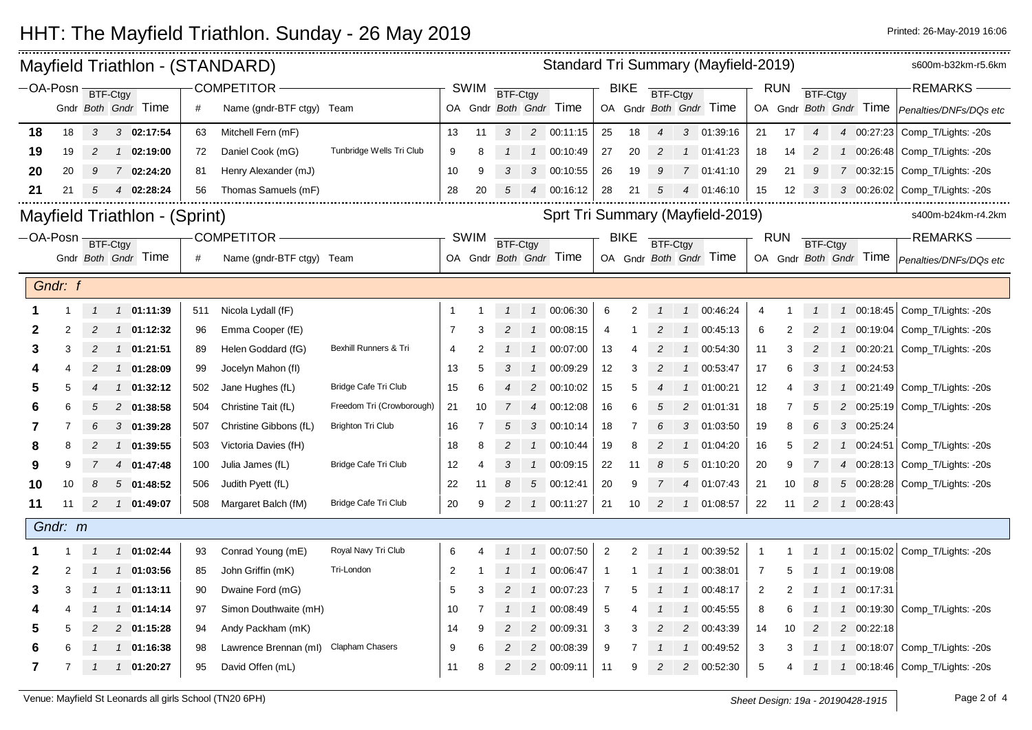# HHT: The Mayfield Triathlon. Sunday - 26 May 2019

Printed: 26-May-2019 16:06

## Mayfield Triathlon - (STANDARD)

Standard Tri Summary (Mayfield-2019) s600m-b32km-r5.6km

| OA-Posn | | BTF-Ctgy | | | COMPETITOR | | | SWIM | | BTF-Ctgy | | | BIKE | | BTF-Ctgy | | | RUN | | BTF-Ctgy | | | REMARKS |
|---|---|---|---|---|---|---|---|---|---|---|---|---|---|---|---|---|---|---|---|---|---|---|---|
| | Gndr | Both | Gndr | Time | # | Name (gndr-BTF ctgy) | Team | OA | Gndr | Both | Gndr | Time | OA | Gndr | Both | Gndr | Time | OA | Gndr | Both | Gndr | Time | Penalties/DNFs/DQs etc |
| **18** | 18 | 3 | 3 | **02:17:54** | 63 | Mitchell Fern (mF) | | 13 | 11 | 3 | 2 | 00:11:15 | 25 | 18 | 4 | 3 | 01:39:16 | 21 | 17 | 4 | 4 | 00:27:23 | Comp_T/Lights: -20s |
| **19** | 19 | 2 | 1 | **02:19:00** | 72 | Daniel Cook (mG) | Tunbridge Wells Tri Club | 9 | 8 | 1 | 1 | 00:10:49 | 27 | 20 | 2 | 1 | 01:41:23 | 18 | 14 | 2 | 1 | 00:26:48 | Comp_T/Lights: -20s |
| **20** | 20 | 9 | 7 | **02:24:20** | 81 | Henry Alexander (mJ) | | 10 | 9 | 3 | 3 | 00:10:55 | 26 | 19 | 9 | 7 | 01:41:10 | 29 | 21 | 9 | 7 | 00:32:15 | Comp_T/Lights: -20s |
| **21** | 21 | 5 | 4 | **02:28:24** | 56 | Thomas Samuels (mF) | | 28 | 20 | 5 | 4 | 00:16:12 | 28 | 21 | 5 | 4 | 01:46:10 | 15 | 12 | 3 | 3 | 00:26:02 | Comp_T/Lights: -20s |

## Mayfield Triathlon - (Sprint)

Sprt Tri Summary (Mayfield-2019) s400m-b24km-r4.2km

| OA-Posn | | BTF-Ctgy | | | COMPETITOR | | | SWIM | | BTF-Ctgy | | | BIKE | | BTF-Ctgy | | | RUN | | BTF-Ctgy | | | REMARKS |
|---|---|---|---|---|---|---|---|---|---|---|---|---|---|---|---|---|---|---|---|---|---|---|---|
| | Gndr | Both | Gndr | Time | # | Name (gndr-BTF ctgy) | Team | OA | Gndr | Both | Gndr | Time | OA | Gndr | Both | Gndr | Time | OA | Gndr | Both | Gndr | Time | Penalties/DNFs/DQs etc |
| *Gndr: f* | | | | | | | | | | | | | | | | | | | | | | | |
| **1** | 1 | 1 | 1 | **01:11:39** | 511 | Nicola Lydall (fF) | | 1 | 1 | 1 | 1 | 00:06:30 | 6 | 2 | 1 | 1 | 00:46:24 | 4 | 1 | 1 | 1 | 00:18:45 | Comp_T/Lights: -20s |
| **2** | 2 | 2 | 1 | **01:12:32** | 96 | Emma Cooper (fE) | | 7 | 3 | 2 | 1 | 00:08:15 | 4 | 1 | 2 | 1 | 00:45:13 | 6 | 2 | 2 | 1 | 00:19:04 | Comp_T/Lights: -20s |
| **3** | 3 | 2 | 1 | **01:21:51** | 89 | Helen Goddard (fG) | Bexhill Runners & Tri | 4 | 2 | 1 | 1 | 00:07:00 | 13 | 4 | 2 | 1 | 00:54:30 | 11 | 3 | 2 | 1 | 00:20:21 | Comp_T/Lights: -20s |
| **4** | 4 | 2 | 1 | **01:28:09** | 99 | Jocelyn Mahon (fI) | | 13 | 5 | 3 | 1 | 00:09:29 | 12 | 3 | 2 | 1 | 00:53:47 | 17 | 6 | 3 | 1 | 00:24:53 | |
| **5** | 5 | 4 | 1 | **01:32:12** | 502 | Jane Hughes (fL) | Bridge Cafe Tri Club | 15 | 6 | 4 | 2 | 00:10:02 | 15 | 5 | 4 | 1 | 01:00:21 | 12 | 4 | 3 | 1 | 00:21:49 | Comp_T/Lights: -20s |
| **6** | 6 | 5 | 2 | **01:38:58** | 504 | Christine Tait (fL) | Freedom Tri (Crowborough) | 21 | 10 | 7 | 4 | 00:12:08 | 16 | 6 | 5 | 2 | 01:01:31 | 18 | 7 | 5 | 2 | 00:25:19 | Comp_T/Lights: -20s |
| **7** | 7 | 6 | 3 | **01:39:28** | 507 | Christine Gibbons (fL) | Brighton Tri Club | 16 | 7 | 5 | 3 | 00:10:14 | 18 | 7 | 6 | 3 | 01:03:50 | 19 | 8 | 6 | 3 | 00:25:24 | |
| **8** | 8 | 2 | 1 | **01:39:55** | 503 | Victoria Davies (fH) | | 18 | 8 | 2 | 1 | 00:10:44 | 19 | 8 | 2 | 1 | 01:04:20 | 16 | 5 | 2 | 1 | 00:24:51 | Comp_T/Lights: -20s |
| **9** | 9 | 7 | 4 | **01:47:48** | 100 | Julia James (fL) | Bridge Cafe Tri Club | 12 | 4 | 3 | 1 | 00:09:15 | 22 | 11 | 8 | 5 | 01:10:20 | 20 | 9 | 7 | 4 | 00:28:13 | Comp_T/Lights: -20s |
| **10** | 10 | 8 | 5 | **01:48:52** | 506 | Judith Pyett (fL) | | 22 | 11 | 8 | 5 | 00:12:41 | 20 | 9 | 7 | 4 | 01:07:43 | 21 | 10 | 8 | 5 | 00:28:28 | Comp_T/Lights: -20s |
| **11** | 11 | 2 | 1 | **01:49:07** | 508 | Margaret Balch (fM) | Bridge Cafe Tri Club | 20 | 9 | 2 | 1 | 00:11:27 | 21 | 10 | 2 | 1 | 01:08:57 | 22 | 11 | 2 | 1 | 00:28:43 | |
| *Gndr: m* | | | | | | | | | | | | | | | | | | | | | | | |
| **1** | 1 | 1 | 1 | **01:02:44** | 93 | Conrad Young (mE) | Royal Navy Tri Club | 6 | 4 | 1 | 1 | 00:07:50 | 2 | 2 | 1 | 1 | 00:39:52 | 1 | 1 | 1 | 1 | 00:15:02 | Comp_T/Lights: -20s |
| **2** | 2 | 1 | 1 | **01:03:56** | 85 | John Griffin (mK) | Tri-London | 2 | 1 | 1 | 1 | 00:06:47 | 1 | 1 | 1 | 1 | 00:38:01 | 7 | 5 | 1 | 1 | 00:19:08 | |
| **3** | 3 | 1 | 1 | **01:13:11** | 90 | Dwaine Ford (mG) | | 5 | 3 | 2 | 1 | 00:07:23 | 7 | 5 | 1 | 1 | 00:48:17 | 2 | 2 | 1 | 1 | 00:17:31 | |
| **4** | 4 | 1 | 1 | **01:14:14** | 97 | Simon Douthwaite (mH) | | 10 | 7 | 1 | 1 | 00:08:49 | 5 | 4 | 1 | 1 | 00:45:55 | 8 | 6 | 1 | 1 | 00:19:30 | Comp_T/Lights: -20s |
| **5** | 5 | 2 | 2 | **01:15:28** | 94 | Andy Packham (mK) | | 14 | 9 | 2 | 2 | 00:09:31 | 3 | 3 | 2 | 2 | 00:43:39 | 14 | 10 | 2 | 2 | 00:22:18 | |
| **6** | 6 | 1 | 1 | **01:16:38** | 98 | Lawrence Brennan (mI) | Clapham Chasers | 9 | 6 | 2 | 2 | 00:08:39 | 9 | 7 | 1 | 1 | 00:49:52 | 3 | 3 | 1 | 1 | 00:18:07 | Comp_T/Lights: -20s |
| **7** | 7 | 1 | 1 | **01:20:27** | 95 | David Offen (mL) | | 11 | 8 | 2 | 2 | 00:09:11 | 11 | 9 | 2 | 2 | 00:52:30 | 5 | 4 | 1 | 1 | 00:18:46 | Comp_T/Lights: -20s |

Venue: Mayfield St Leonards all girls School (TN20 6PH)

Sheet Design: 19a - 20190428-1915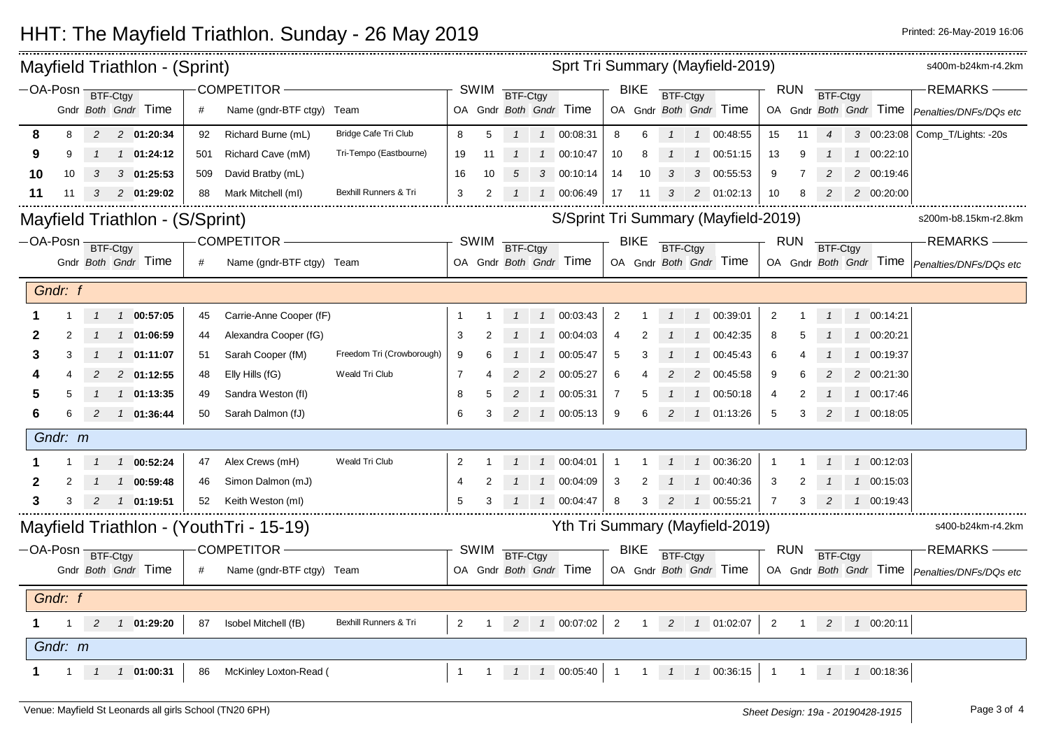# HHT: The Mayfield Triathlon. Sunday - 26 May 2019

Printed: 26-May-2019 16:06

## Mayfield Triathlon - (Sprint)

Sprt Tri Summary (Mayfield-2019) — s400m-b24km-r4.2km

| OA-Posn | Gndr | BTF-Ctgy Both | BTF-Ctgy Gndr | Time | # | Name (gndr-BTF ctgy) | Team | SWIM OA | SWIM Gndr | SWIM BTF-Ctgy Both | SWIM BTF-Ctgy Gndr | SWIM Time | BIKE OA | BIKE Gndr | BIKE BTF-Ctgy Both | BIKE BTF-Ctgy Gndr | BIKE Time | RUN OA | RUN Gndr | RUN BTF-Ctgy Both | RUN BTF-Ctgy Gndr | RUN Time | REMARKS Penalties/DNFs/DQs etc |
|---|---|---|---|---|---|---|---|---|---|---|---|---|---|---|---|---|---|---|---|---|---|---|---|
| **8** | 8 | 2 | 2 | **01:20:34** | 92 | Richard Burne (mL) | Bridge Cafe Tri Club | 8 | 5 | 1 | 1 | 00:08:31 | 8 | 6 | 1 | 1 | 00:48:55 | 15 | 11 | 4 | 3 | 00:23:08 | Comp_T/Lights: -20s |
| **9** | 9 | 1 | 1 | **01:24:12** | 501 | Richard Cave (mM) | Tri-Tempo (Eastbourne) | 19 | 11 | 1 | 1 | 00:10:47 | 10 | 8 | 1 | 1 | 00:51:15 | 13 | 9 | 1 | 1 | 00:22:10 | |
| **10** | 10 | 3 | 3 | **01:25:53** | 509 | David Bratby (mL) | | 16 | 10 | 5 | 3 | 00:10:14 | 14 | 10 | 3 | 3 | 00:55:53 | 9 | 7 | 2 | 2 | 00:19:46 | |
| **11** | 11 | 3 | 2 | **01:29:02** | 88 | Mark Mitchell (mI) | Bexhill Runners & Tri | 3 | 2 | 1 | 1 | 00:06:49 | 17 | 11 | 3 | 2 | 01:02:13 | 10 | 8 | 2 | 2 | 00:20:00 | |

## Mayfield Triathlon - (S/Sprint)

S/Sprint Tri Summary (Mayfield-2019) — s200m-b8.15km-r2.8km

| OA-Posn | Gndr | BTF-Ctgy Both | BTF-Ctgy Gndr | Time | # | Name (gndr-BTF ctgy) | Team | SWIM OA | SWIM Gndr | SWIM BTF-Ctgy Both | SWIM BTF-Ctgy Gndr | SWIM Time | BIKE OA | BIKE Gndr | BIKE BTF-Ctgy Both | BIKE BTF-Ctgy Gndr | BIKE Time | RUN OA | RUN Gndr | RUN BTF-Ctgy Both | RUN BTF-Ctgy Gndr | RUN Time | REMARKS Penalties/DNFs/DQs etc |
|---|---|---|---|---|---|---|---|---|---|---|---|---|---|---|---|---|---|---|---|---|---|---|---|
| *Gndr: f* | | | | | | | | | | | | | | | | | | | | | | | |
| **1** | 1 | 1 | 1 | **00:57:05** | 45 | Carrie-Anne Cooper (fF) | | 1 | 1 | 1 | 1 | 00:03:43 | 2 | 1 | 1 | 1 | 00:39:01 | 2 | 1 | 1 | 1 | 00:14:21 | |
| **2** | 2 | 1 | 1 | **01:06:59** | 44 | Alexandra Cooper (fG) | | 3 | 2 | 1 | 1 | 00:04:03 | 4 | 2 | 1 | 1 | 00:42:35 | 8 | 5 | 1 | 1 | 00:20:21 | |
| **3** | 3 | 1 | 1 | **01:11:07** | 51 | Sarah Cooper (fM) | Freedom Tri (Crowborough) | 9 | 6 | 1 | 1 | 00:05:47 | 5 | 3 | 1 | 1 | 00:45:43 | 6 | 4 | 1 | 1 | 00:19:37 | |
| **4** | 4 | 2 | 2 | **01:12:55** | 48 | Elly Hills (fG) | Weald Tri Club | 7 | 4 | 2 | 2 | 00:05:27 | 6 | 4 | 2 | 2 | 00:45:58 | 9 | 6 | 2 | 2 | 00:21:30 | |
| **5** | 5 | 1 | 1 | **01:13:35** | 49 | Sandra Weston (fI) | | 8 | 5 | 2 | 1 | 00:05:31 | 7 | 5 | 1 | 1 | 00:50:18 | 4 | 2 | 1 | 1 | 00:17:46 | |
| **6** | 6 | 2 | 1 | **01:36:44** | 50 | Sarah Dalmon (fJ) | | 6 | 3 | 2 | 1 | 00:05:13 | 9 | 6 | 2 | 1 | 01:13:26 | 5 | 3 | 2 | 1 | 00:18:05 | |
| *Gndr: m* | | | | | | | | | | | | | | | | | | | | | | | |
| **1** | 1 | 1 | 1 | **00:52:24** | 47 | Alex Crews (mH) | Weald Tri Club | 2 | 1 | 1 | 1 | 00:04:01 | 1 | 1 | 1 | 1 | 00:36:20 | 1 | 1 | 1 | 1 | 00:12:03 | |
| **2** | 2 | 1 | 1 | **00:59:48** | 46 | Simon Dalmon (mJ) | | 4 | 2 | 1 | 1 | 00:04:09 | 3 | 2 | 1 | 1 | 00:40:36 | 3 | 2 | 1 | 1 | 00:15:03 | |
| **3** | 3 | 2 | 1 | **01:19:51** | 52 | Keith Weston (mI) | | 5 | 3 | 1 | 1 | 00:04:47 | 8 | 3 | 2 | 1 | 00:55:21 | 7 | 3 | 2 | 1 | 00:19:43 | |

## Mayfield Triathlon - (YouthTri - 15-19)

Yth Tri Summary (Mayfield-2019) — s400-b24km-r4.2km

| OA-Posn | Gndr | BTF-Ctgy Both | BTF-Ctgy Gndr | Time | # | Name (gndr-BTF ctgy) | Team | SWIM OA | SWIM Gndr | SWIM BTF-Ctgy Both | SWIM BTF-Ctgy Gndr | SWIM Time | BIKE OA | BIKE Gndr | BIKE BTF-Ctgy Both | BIKE BTF-Ctgy Gndr | BIKE Time | RUN OA | RUN Gndr | RUN BTF-Ctgy Both | RUN BTF-Ctgy Gndr | RUN Time | REMARKS Penalties/DNFs/DQs etc |
|---|---|---|---|---|---|---|---|---|---|---|---|---|---|---|---|---|---|---|---|---|---|---|---|
| *Gndr: f* | | | | | | | | | | | | | | | | | | | | | | | |
| **1** | 1 | 2 | 1 | **01:29:20** | 87 | Isobel Mitchell (fB) | Bexhill Runners & Tri | 2 | 1 | 2 | 1 | 00:07:02 | 2 | 1 | 2 | 1 | 01:02:07 | 2 | 1 | 2 | 1 | 00:20:11 | |
| *Gndr: m* | | | | | | | | | | | | | | | | | | | | | | | |
| **1** | 1 | 1 | 1 | **01:00:31** | 86 | McKinley Loxton-Read ( | | 1 | 1 | 1 | 1 | 00:05:40 | 1 | 1 | 1 | 1 | 00:36:15 | 1 | 1 | 1 | 1 | 00:18:36 | |

Venue: Mayfield St Leonards all girls School (TN20 6PH)

*Sheet Design: 19a - 20190428-1915*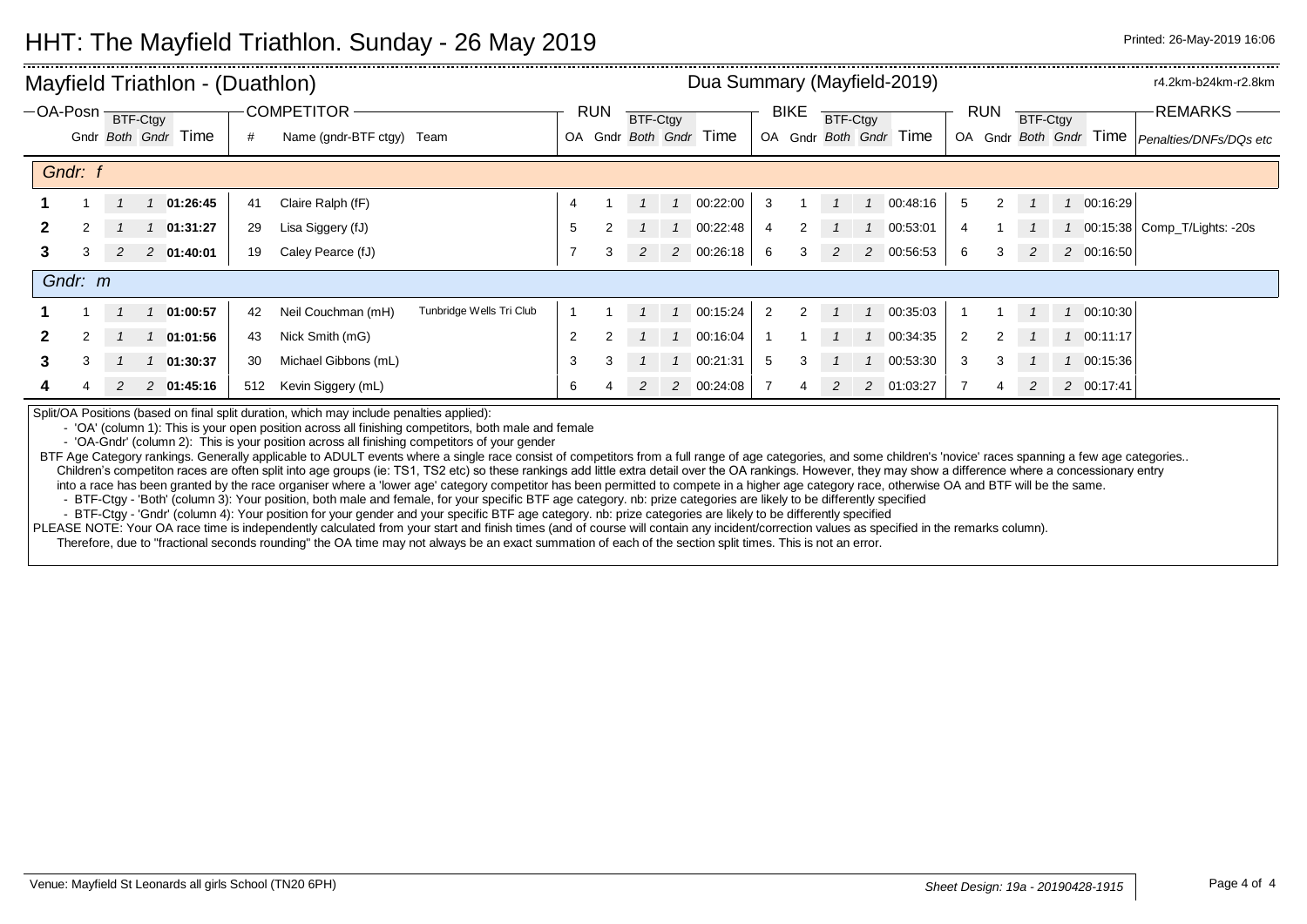# HHT: The Mayfield Triathlon. Sunday - 26 May 2019

Printed: 26-May-2019 16:06

## Mayfield Triathlon - (Duathlon)

Dua Summary (Mayfield-2019)

r4.2km-b24km-r2.8km

| OA-Posn | Gndr | BTF-Ctgy Both | BTF-Ctgy Gndr | Time | # | Name (gndr-BTF ctgy) | Team | RUN OA | RUN Gndr | RUN BTF-Ctgy Both | RUN BTF-Ctgy Gndr | RUN Time | BIKE OA | BIKE Gndr | BIKE BTF-Ctgy Both | BIKE BTF-Ctgy Gndr | BIKE Time | RUN OA | RUN Gndr | RUN BTF-Ctgy Both | RUN BTF-Ctgy Gndr | RUN Time | REMARKS Penalties/DNFs/DQs etc |
|---|---|---|---|---|---|---|---|---|---|---|---|---|---|---|---|---|---|---|---|---|---|---|---|
| *Gndr: f* | | | | | | | | | | | | | | | | | | | | | | | |
| **1** | 1 | *1* | *1* | **01:26:45** | 41 | Claire Ralph (fF) | | 4 | 1 | *1* | *1* | 00:22:00 | 3 | 1 | *1* | *1* | 00:48:16 | 5 | 2 | *1* | *1* | 00:16:29 | |
| **2** | 2 | *1* | *1* | **01:31:27** | 29 | Lisa Siggery (fJ) | | 5 | 2 | *1* | *1* | 00:22:48 | 4 | 2 | *1* | *1* | 00:53:01 | 4 | 1 | *1* | *1* | 00:15:38 | Comp_T/Lights: -20s |
| **3** | 3 | *2* | *2* | **01:40:01** | 19 | Caley Pearce (fJ) | | 7 | 3 | *2* | *2* | 00:26:18 | 6 | 3 | *2* | *2* | 00:56:53 | 6 | 3 | *2* | *2* | 00:16:50 | |
| *Gndr: m* | | | | | | | | | | | | | | | | | | | | | | | |
| **1** | 1 | *1* | *1* | **01:00:57** | 42 | Neil Couchman (mH) | Tunbridge Wells Tri Club | 1 | 1 | *1* | *1* | 00:15:24 | 2 | 2 | *1* | *1* | 00:35:03 | 1 | 1 | *1* | *1* | 00:10:30 | |
| **2** | 2 | *1* | *1* | **01:01:56** | 43 | Nick Smith (mG) | | 2 | 2 | *1* | *1* | 00:16:04 | 1 | 1 | *1* | *1* | 00:34:35 | 2 | 2 | *1* | *1* | 00:11:17 | |
| **3** | 3 | *1* | *1* | **01:30:37** | 30 | Michael Gibbons (mL) | | 3 | 3 | *1* | *1* | 00:21:31 | 5 | 3 | *1* | *1* | 00:53:30 | 3 | 3 | *1* | *1* | 00:15:36 | |
| **4** | 4 | *2* | *2* | **01:45:16** | 512 | Kevin Siggery (mL) | | 6 | 4 | *2* | *2* | 00:24:08 | 7 | 4 | *2* | *2* | 01:03:27 | 7 | 4 | *2* | *2* | 00:17:41 | |

Split/OA Positions (based on final split duration, which may include penalties applied):
- 'OA' (column 1): This is your open position across all finishing competitors, both male and female
- 'OA-Gndr' (column 2): This is your position across all finishing competitors of your gender

BTF Age Category rankings. Generally applicable to ADULT events where a single race consist of competitors from a full range of age categories, and some children's 'novice' races spanning a few age categories..
Children's competiton races are often split into age groups (ie: TS1, TS2 etc) so these rankings add little extra detail over the OA rankings. However, they may show a difference where a concessionary entry into a race has been granted by the race organiser where a 'lower age' category competitor has been permitted to compete in a higher age category race, otherwise OA and BTF will be the same.
- BTF-Ctgy - 'Both' (column 3): Your position, both male and female, for your specific BTF age category. nb: prize categories are likely to be differently specified
- BTF-Ctgy - 'Gndr' (column 4): Your position for your gender and your specific BTF age category. nb: prize categories are likely to be differently specified

PLEASE NOTE: Your OA race time is independently calculated from your start and finish times (and of course will contain any incident/correction values as specified in the remarks column).
Therefore, due to "fractional seconds rounding" the OA time may not always be an exact summation of each of the section split times. This is not an error.

Venue: Mayfield St Leonards all girls School (TN20 6PH)

*Sheet Design: 19a - 20190428-1915*